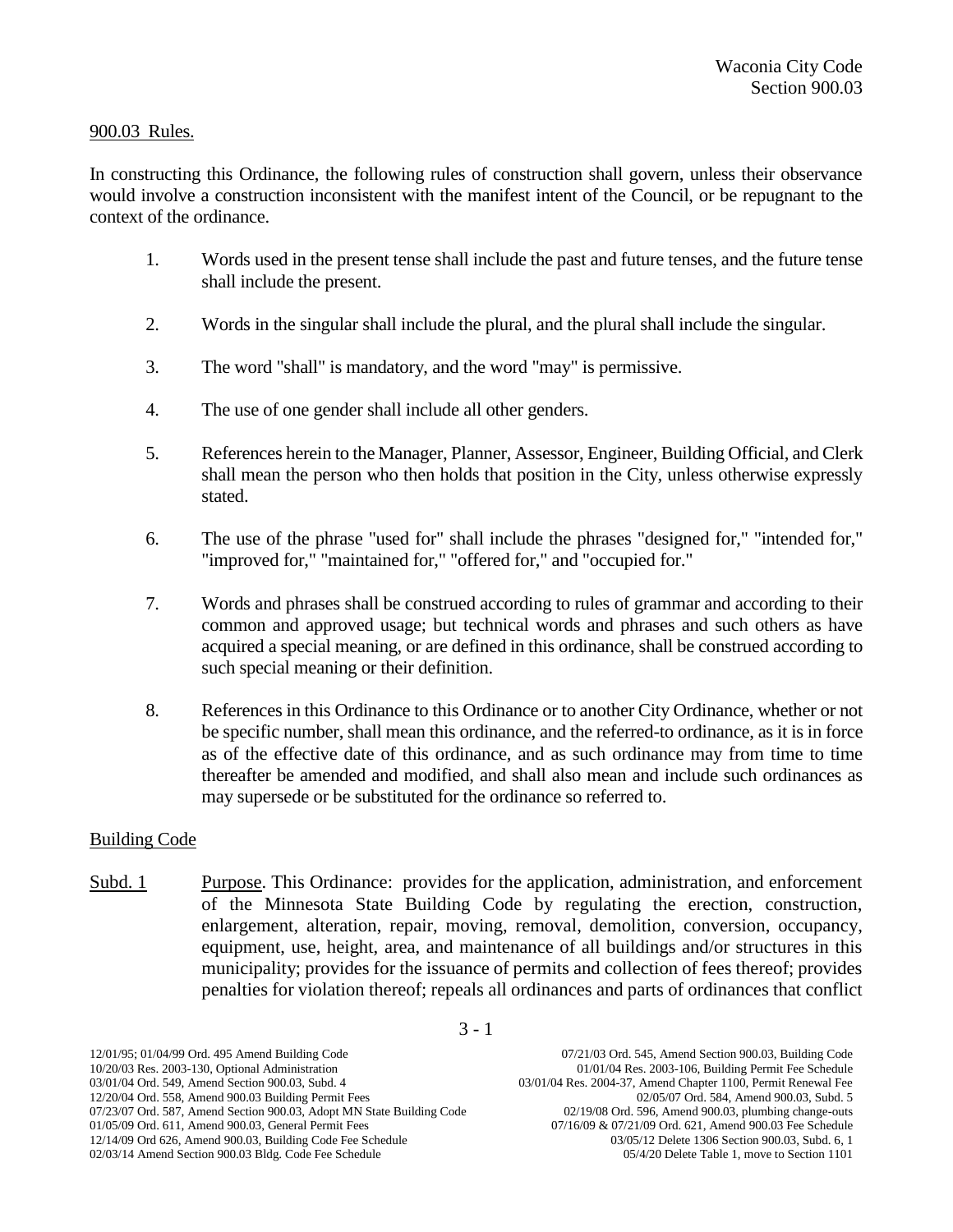900.03 Rules.

In constructing this Ordinance, the following rules of construction shall govern, unless their observance would involve a construction inconsistent with the manifest intent of the Council, or be repugnant to the context of the ordinance.

1. Words used in the present tense shall include the past and future tenses, and the future tense shall include the present.

2. Words in the singular shall include the plural, and the plural shall include the singular.

3. The word "shall" is mandatory, and the word "may" is permissive.

4. The use of one gender shall include all other genders.

5. References herein to the Manager, Planner, Assessor, Engineer, Building Official, and Clerk shall mean the person who then holds that position in the City, unless otherwise expressly stated.

6. The use of the phrase "used for" shall include the phrases "designed for," "intended for," "improved for," "maintained for," "offered for," and "occupied for."

7. Words and phrases shall be construed according to rules of grammar and according to their common and approved usage; but technical words and phrases and such others as have acquired a special meaning, or are defined in this ordinance, shall be construed according to such special meaning or their definition.

8. References in this Ordinance to this Ordinance or to another City Ordinance, whether or not be specific number, shall mean this ordinance, and the referred-to ordinance, as it is in force as of the effective date of this ordinance, and as such ordinance may from time to time thereafter be amended and modified, and shall also mean and include such ordinances as may supersede or be substituted for the ordinance so referred to.

Building Code

Subd. 1 Purpose. This Ordinance: provides for the application, administration, and enforcement of the Minnesota State Building Code by regulating the erection, construction, enlargement, alteration, repair, moving, removal, demolition, conversion, occupancy, equipment, use, height, area, and maintenance of all buildings and/or structures in this municipality; provides for the issuance of permits and collection of fees thereof; provides penalties for violation thereof; repeals all ordinances and parts of ordinances that conflict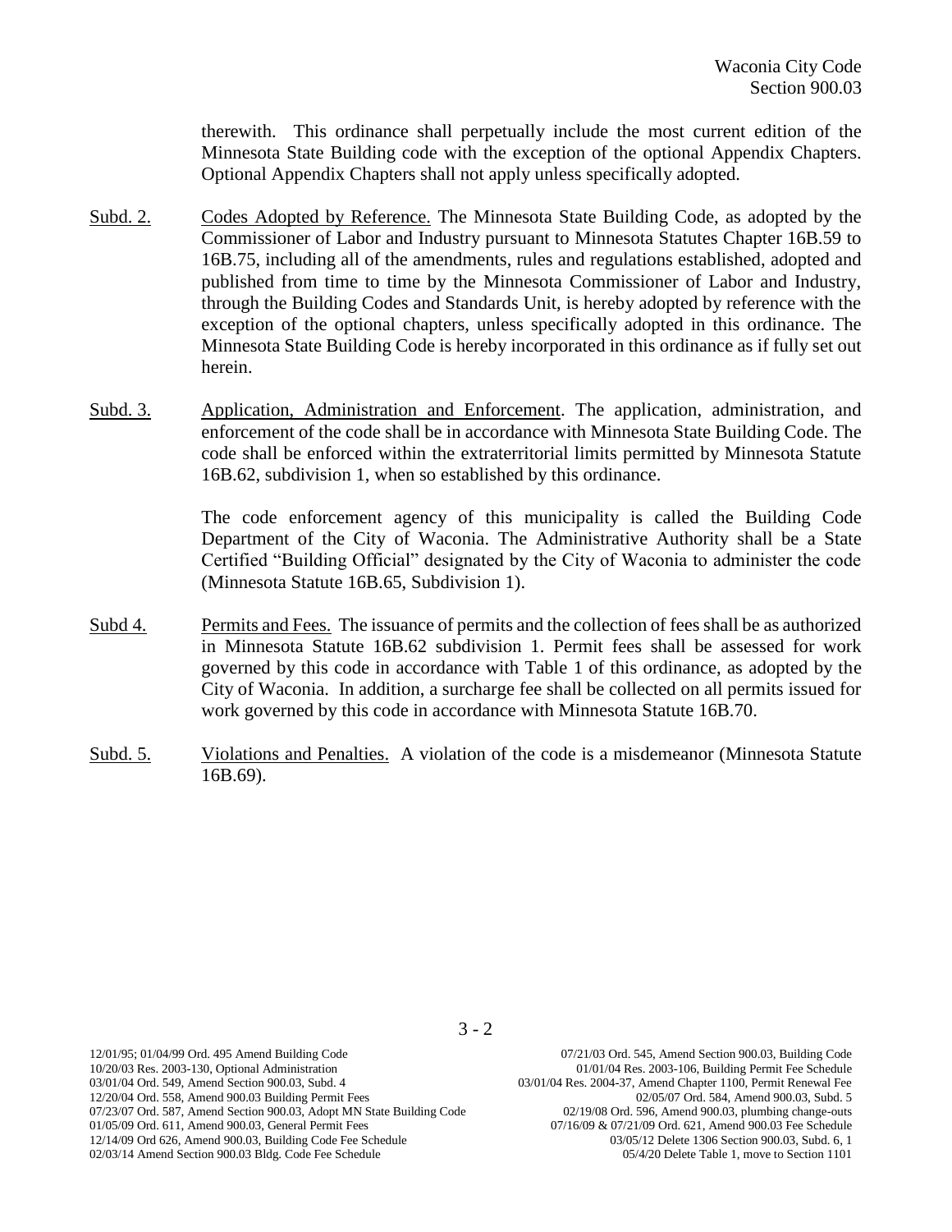therewith. This ordinance shall perpetually include the most current edition of the Minnesota State Building code with the exception of the optional Appendix Chapters. Optional Appendix Chapters shall not apply unless specifically adopted.

Subd. 2. Codes Adopted by Reference. The Minnesota State Building Code, as adopted by the Commissioner of Labor and Industry pursuant to Minnesota Statutes Chapter 16B.59 to 16B.75, including all of the amendments, rules and regulations established, adopted and published from time to time by the Minnesota Commissioner of Labor and Industry, through the Building Codes and Standards Unit, is hereby adopted by reference with the exception of the optional chapters, unless specifically adopted in this ordinance. The Minnesota State Building Code is hereby incorporated in this ordinance as if fully set out herein.

Subd. 3. Application, Administration and Enforcement. The application, administration, and enforcement of the code shall be in accordance with Minnesota State Building Code. The code shall be enforced within the extraterritorial limits permitted by Minnesota Statute 16B.62, subdivision 1, when so established by this ordinance.

The code enforcement agency of this municipality is called the Building Code Department of the City of Waconia. The Administrative Authority shall be a State Certified "Building Official" designated by the City of Waconia to administer the code (Minnesota Statute 16B.65, Subdivision 1).

Subd 4. Permits and Fees. The issuance of permits and the collection of fees shall be as authorized in Minnesota Statute 16B.62 subdivision 1. Permit fees shall be assessed for work governed by this code in accordance with Table 1 of this ordinance, as adopted by the City of Waconia. In addition, a surcharge fee shall be collected on all permits issued for work governed by this code in accordance with Minnesota Statute 16B.70.

Subd. 5. Violations and Penalties. A violation of the code is a misdemeanor (Minnesota Statute 16B.69).

12/01/95; 01/04/99 Ord. 495 Amend Building Code
10/20/03 Res. 2003-130, Optional Administration
03/01/04 Ord. 549, Amend Section 900.03, Subd. 4
12/20/04 Ord. 558, Amend 900.03 Building Permit Fees
07/23/07 Ord. 587, Amend Section 900.03, Adopt MN State Building Code
01/05/09 Ord. 611, Amend 900.03, General Permit Fees
12/14/09 Ord 626, Amend 900.03, Building Code Fee Schedule
02/03/14 Amend Section 900.03 Bldg. Code Fee Schedule
07/21/03 Ord. 545, Amend Section 900.03, Building Code
01/01/04 Res. 2003-106, Building Permit Fee Schedule
03/01/04 Res. 2004-37, Amend Chapter 1100, Permit Renewal Fee
02/05/07 Ord. 584, Amend 900.03, Subd. 5
02/19/08 Ord. 596, Amend 900.03, plumbing change-outs
07/16/09 & 07/21/09 Ord. 621, Amend 900.03 Fee Schedule
03/05/12 Delete 1306 Section 900.03, Subd. 6, 1
05/4/20 Delete Table 1, move to Section 1101